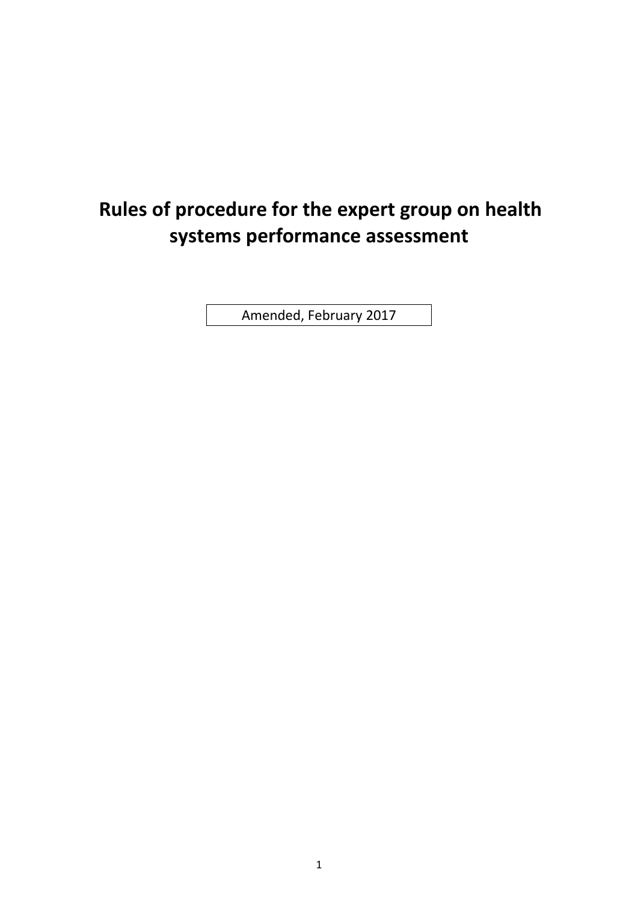# Rules of procedure for the expert group on health systems performance assessment

Amended, February 2017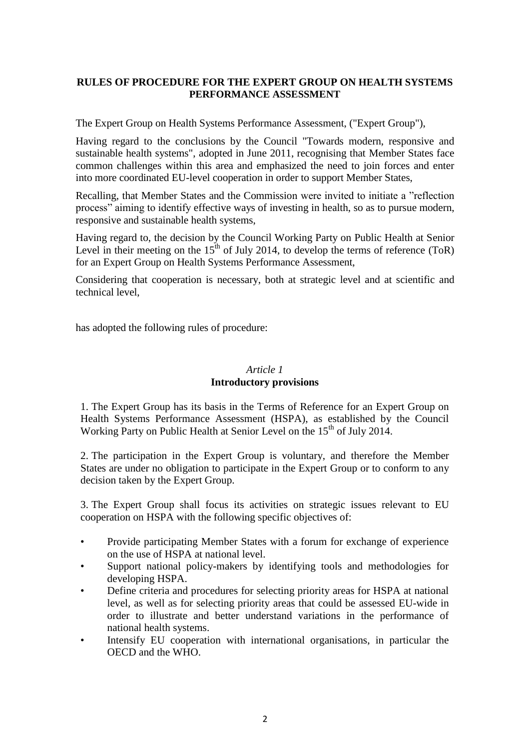**RULES OF PROCEDURE FOR THE EXPERT GROUP ON HEALTH SYSTEMS PERFORMANCE ASSESSMENT**

The Expert Group on Health Systems Performance Assessment, ("Expert Group"),

Having regard to the conclusions by the Council "Towards modern, responsive and sustainable health systems", adopted in June 2011, recognising that Member States face common challenges within this area and emphasized the need to join forces and enter into more coordinated EU-level cooperation in order to support Member States,

Recalling, that Member States and the Commission were invited to initiate a "reflection process" aiming to identify effective ways of investing in health, so as to pursue modern, responsive and sustainable health systems,

Having regard to, the decision by the Council Working Party on Public Health at Senior Level in their meeting on the 15th of July 2014, to develop the terms of reference (ToR) for an Expert Group on Health Systems Performance Assessment,

Considering that cooperation is necessary, both at strategic level and at scientific and technical level,

has adopted the following rules of procedure:

*Article 1*

**Introductory provisions**

1. The Expert Group has its basis in the Terms of Reference for an Expert Group on Health Systems Performance Assessment (HSPA), as established by the Council Working Party on Public Health at Senior Level on the 15th of July 2014.

2. The participation in the Expert Group is voluntary, and therefore the Member States are under no obligation to participate in the Expert Group or to conform to any decision taken by the Expert Group.

3. The Expert Group shall focus its activities on strategic issues relevant to EU cooperation on HSPA with the following specific objectives of:

- Provide participating Member States with a forum for exchange of experience on the use of HSPA at national level.
- Support national policy-makers by identifying tools and methodologies for developing HSPA.
- Define criteria and procedures for selecting priority areas for HSPA at national level, as well as for selecting priority areas that could be assessed EU-wide in order to illustrate and better understand variations in the performance of national health systems.
- Intensify EU cooperation with international organisations, in particular the OECD and the WHO.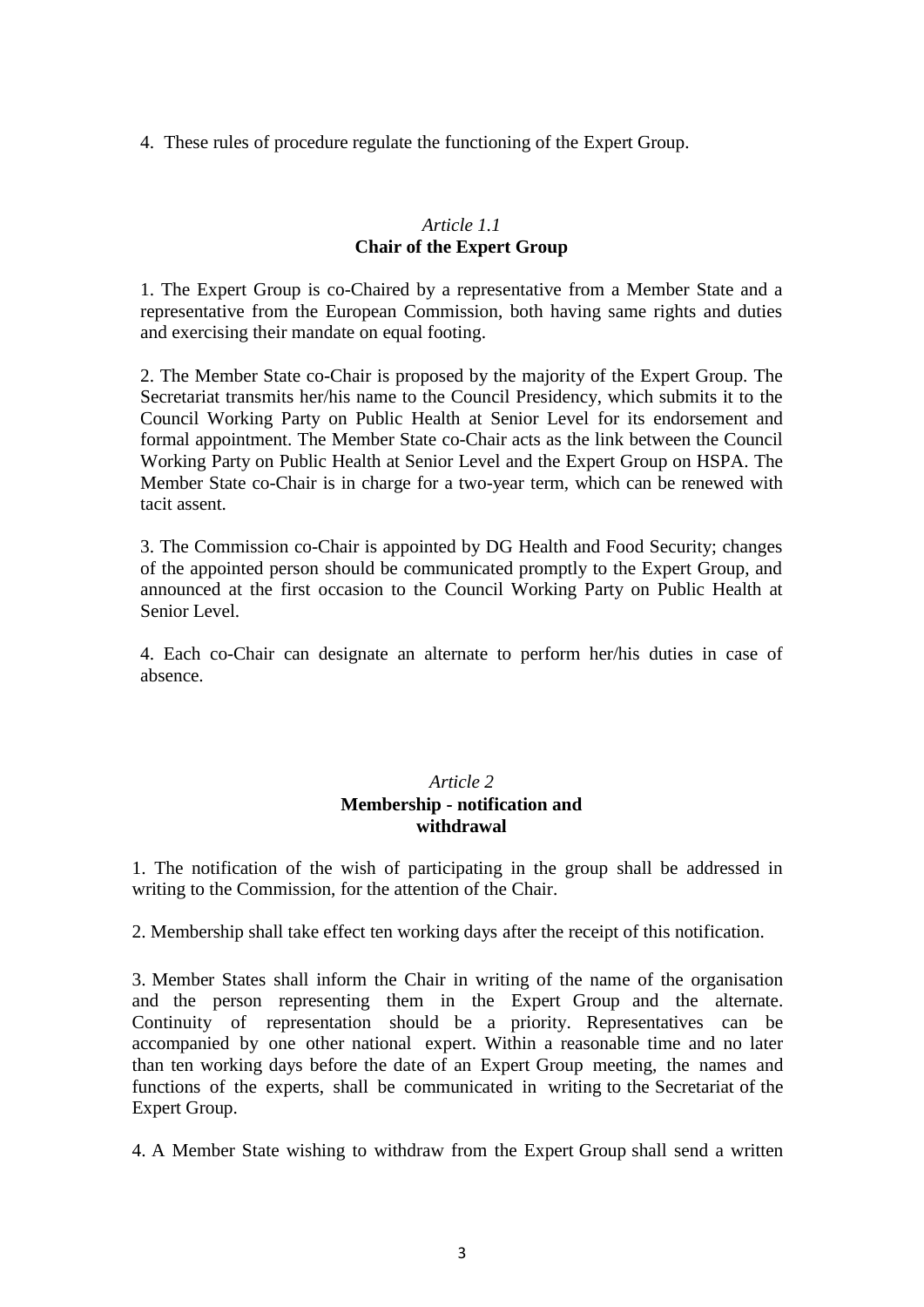4. These rules of procedure regulate the functioning of the Expert Group.

### *Article 1.1*
### Chair of the Expert Group

1. The Expert Group is co-Chaired by a representative from a Member State and a representative from the European Commission, both having same rights and duties and exercising their mandate on equal footing.

2. The Member State co-Chair is proposed by the majority of the Expert Group. The Secretariat transmits her/his name to the Council Presidency, which submits it to the Council Working Party on Public Health at Senior Level for its endorsement and formal appointment. The Member State co-Chair acts as the link between the Council Working Party on Public Health at Senior Level and the Expert Group on HSPA. The Member State co-Chair is in charge for a two-year term, which can be renewed with tacit assent.

3. The Commission co-Chair is appointed by DG Health and Food Security; changes of the appointed person should be communicated promptly to the Expert Group, and announced at the first occasion to the Council Working Party on Public Health at Senior Level.

4. Each co-Chair can designate an alternate to perform her/his duties in case of absence.

### *Article 2*
### Membership - notification and withdrawal

1. The notification of the wish of participating in the group shall be addressed in writing to the Commission, for the attention of the Chair.

2. Membership shall take effect ten working days after the receipt of this notification.

3. Member States shall inform the Chair in writing of the name of the organisation and the person representing them in the Expert Group and the alternate. Continuity of representation should be a priority. Representatives can be accompanied by one other national expert. Within a reasonable time and no later than ten working days before the date of an Expert Group meeting, the names and functions of the experts, shall be communicated in writing to the Secretariat of the Expert Group.

4. A Member State wishing to withdraw from the Expert Group shall send a written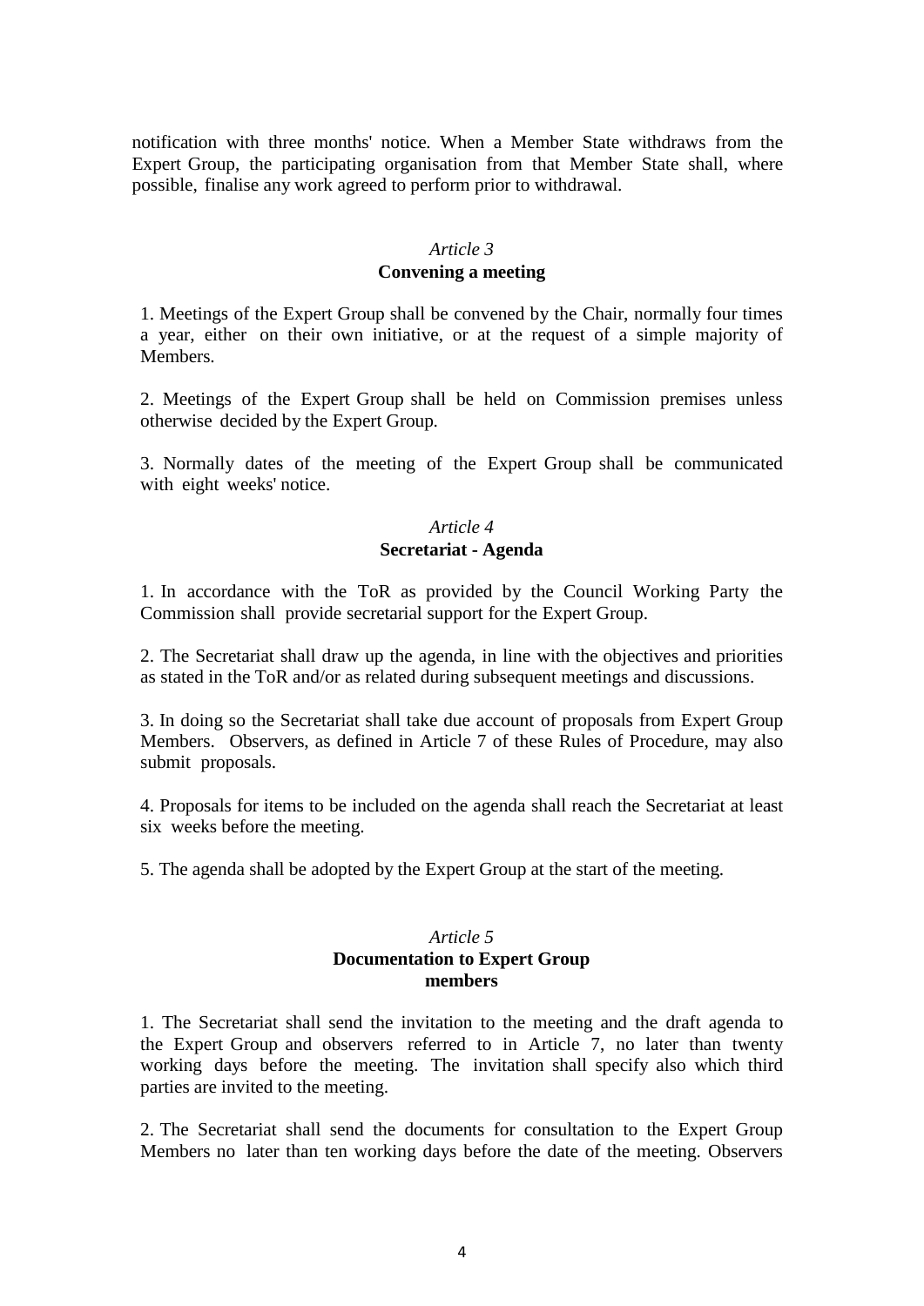notification with three months' notice. When a Member State withdraws from the Expert Group, the participating organisation from that Member State shall, where possible, finalise any work agreed to perform prior to withdrawal.

### *Article 3*
### **Convening a meeting**

1. Meetings of the Expert Group shall be convened by the Chair, normally four times a year, either on their own initiative, or at the request of a simple majority of Members.

2. Meetings of the Expert Group shall be held on Commission premises unless otherwise decided by the Expert Group.

3. Normally dates of the meeting of the Expert Group shall be communicated with eight weeks' notice.

### *Article 4*
### **Secretariat - Agenda**

1. In accordance with the ToR as provided by the Council Working Party the Commission shall provide secretarial support for the Expert Group.

2. The Secretariat shall draw up the agenda, in line with the objectives and priorities as stated in the ToR and/or as related during subsequent meetings and discussions.

3. In doing so the Secretariat shall take due account of proposals from Expert Group Members. Observers, as defined in Article 7 of these Rules of Procedure, may also submit proposals.

4. Proposals for items to be included on the agenda shall reach the Secretariat at least six weeks before the meeting.

5. The agenda shall be adopted by the Expert Group at the start of the meeting.

### *Article 5*
### **Documentation to Expert Group members**

1. The Secretariat shall send the invitation to the meeting and the draft agenda to the Expert Group and observers referred to in Article 7, no later than twenty working days before the meeting. The invitation shall specify also which third parties are invited to the meeting.

2. The Secretariat shall send the documents for consultation to the Expert Group Members no later than ten working days before the date of the meeting. Observers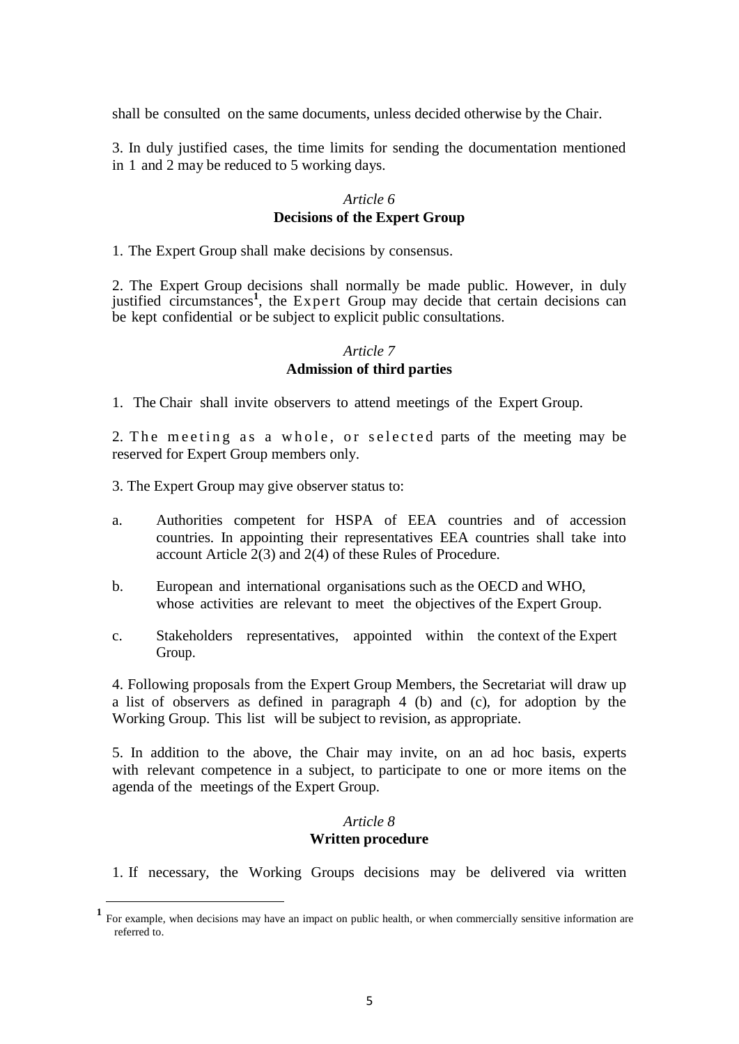shall be consulted on the same documents, unless decided otherwise by the Chair.

3. In duly justified cases, the time limits for sending the documentation mentioned in 1 and 2 may be reduced to 5 working days.

*Article 6*
**Decisions of the Expert Group**

1. The Expert Group shall make decisions by consensus.

2. The Expert Group decisions shall normally be made public. However, in duly justified circumstances[1], the Expert Group may decide that certain decisions can be kept confidential or be subject to explicit public consultations.

*Article 7*
**Admission of third parties**

1. The Chair shall invite observers to attend meetings of the Expert Group.

2. The meeting as a whole, or selected parts of the meeting may be reserved for Expert Group members only.

3. The Expert Group may give observer status to:

a. Authorities competent for HSPA of EEA countries and of accession countries. In appointing their representatives EEA countries shall take into account Article 2(3) and 2(4) of these Rules of Procedure.

b. European and international organisations such as the OECD and WHO, whose activities are relevant to meet the objectives of the Expert Group.

c. Stakeholders representatives, appointed within the context of the Expert Group.

4. Following proposals from the Expert Group Members, the Secretariat will draw up a list of observers as defined in paragraph 4 (b) and (c), for adoption by the Working Group. This list will be subject to revision, as appropriate.

5. In addition to the above, the Chair may invite, on an ad hoc basis, experts with relevant competence in a subject, to participate to one or more items on the agenda of the meetings of the Expert Group.

*Article 8*
**Written procedure**

1. If necessary, the Working Groups decisions may be delivered via written

---

[1] For example, when decisions may have an impact on public health, or when commercially sensitive information are referred to.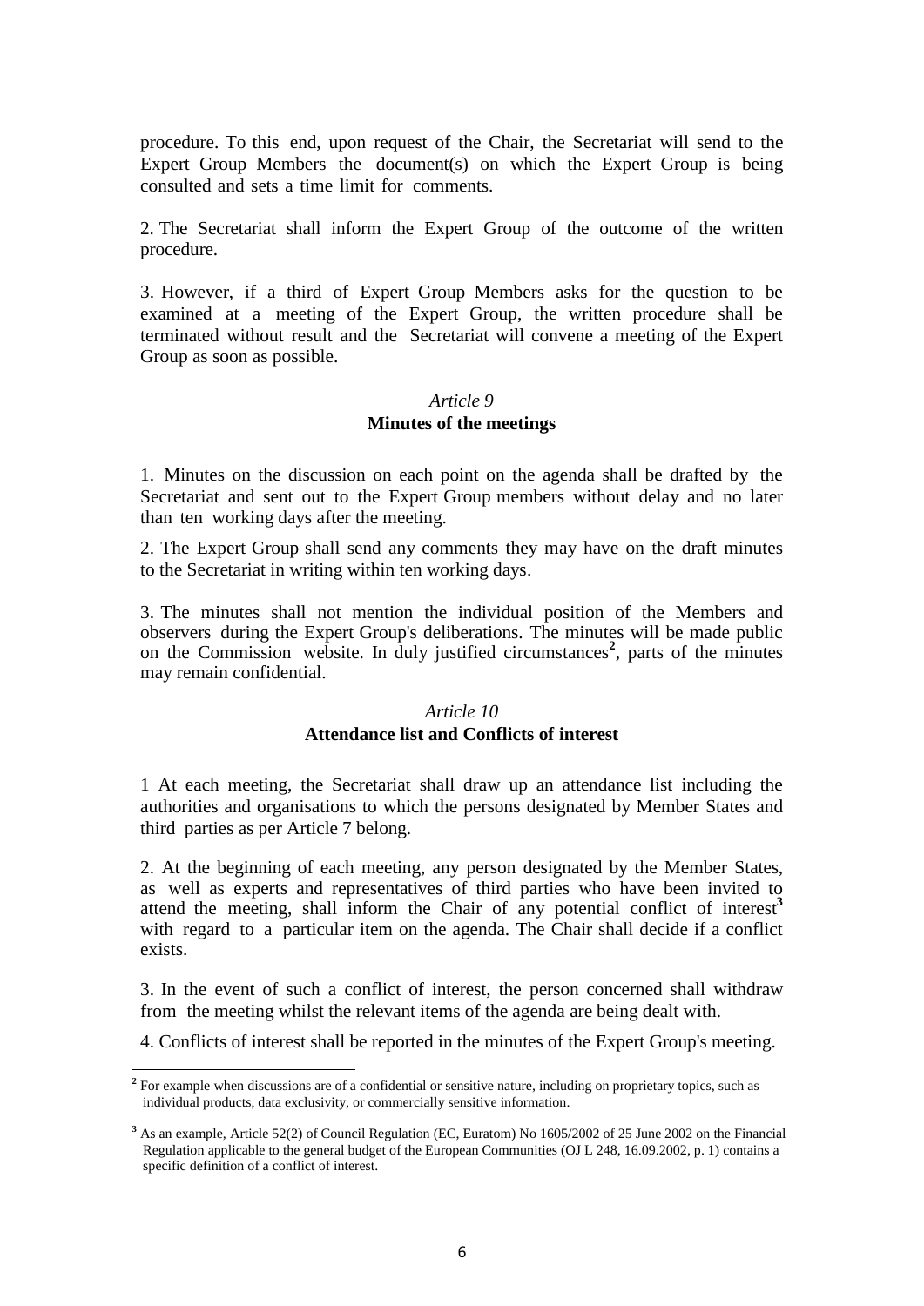procedure. To this end, upon request of the Chair, the Secretariat will send to the Expert Group Members the document(s) on which the Expert Group is being consulted and sets a time limit for comments.

2. The Secretariat shall inform the Expert Group of the outcome of the written procedure.

3. However, if a third of Expert Group Members asks for the question to be examined at a meeting of the Expert Group, the written procedure shall be terminated without result and the Secretariat will convene a meeting of the Expert Group as soon as possible.

*Article 9*

**Minutes of the meetings**

1. Minutes on the discussion on each point on the agenda shall be drafted by the Secretariat and sent out to the Expert Group members without delay and no later than ten working days after the meeting.

2. The Expert Group shall send any comments they may have on the draft minutes to the Secretariat in writing within ten working days.

3. The minutes shall not mention the individual position of the Members and observers during the Expert Group's deliberations. The minutes will be made public on the Commission website. In duly justified circumstances[2], parts of the minutes may remain confidential.

*Article 10*

**Attendance list and Conflicts of interest**

1 At each meeting, the Secretariat shall draw up an attendance list including the authorities and organisations to which the persons designated by Member States and third parties as per Article 7 belong.

2. At the beginning of each meeting, any person designated by the Member States, as well as experts and representatives of third parties who have been invited to attend the meeting, shall inform the Chair of any potential conflict of interest[3] with regard to a particular item on the agenda. The Chair shall decide if a conflict exists.

3. In the event of such a conflict of interest, the person concerned shall withdraw from the meeting whilst the relevant items of the agenda are being dealt with.

4. Conflicts of interest shall be reported in the minutes of the Expert Group's meeting.

---

[2] For example when discussions are of a confidential or sensitive nature, including on proprietary topics, such as individual products, data exclusivity, or commercially sensitive information.

[3] As an example, Article 52(2) of Council Regulation (EC, Euratom) No 1605/2002 of 25 June 2002 on the Financial Regulation applicable to the general budget of the European Communities (OJ L 248, 16.09.2002, p. 1) contains a specific definition of a conflict of interest.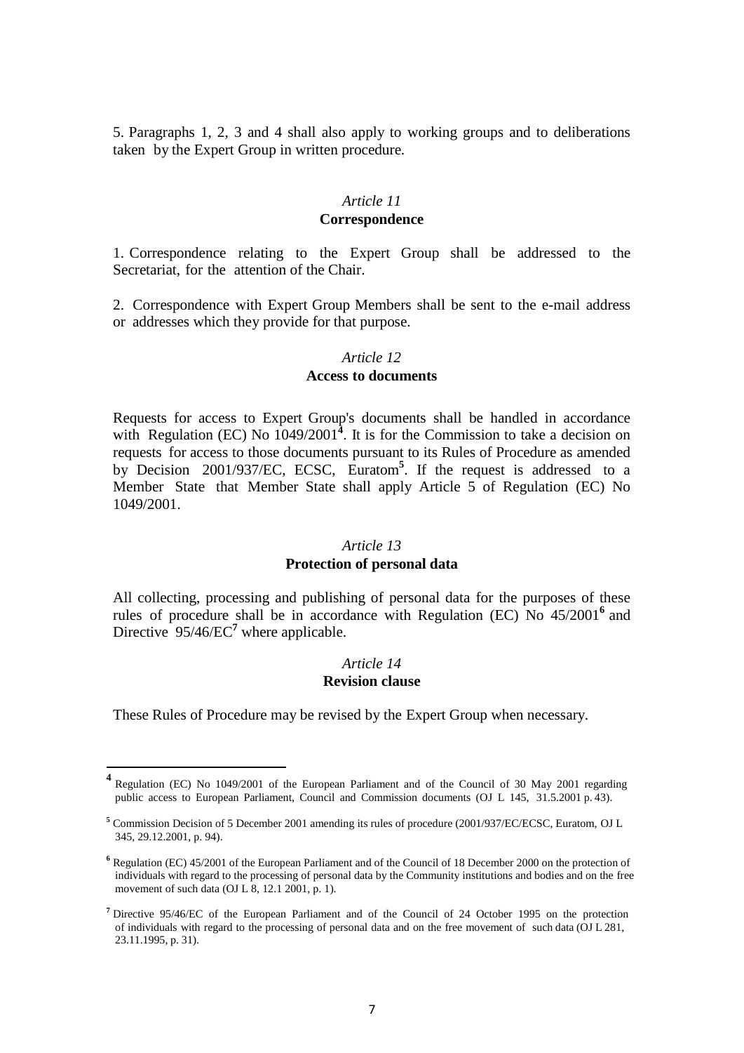5. Paragraphs 1, 2, 3 and 4 shall also apply to working groups and to deliberations taken by the Expert Group in written procedure.

### *Article 11*
### **Correspondence**

1. Correspondence relating to the Expert Group shall be addressed to the Secretariat, for the attention of the Chair.

2. Correspondence with Expert Group Members shall be sent to the e-mail address or addresses which they provide for that purpose.

### *Article 12*
### **Access to documents**

Requests for access to Expert Group's documents shall be handled in accordance with Regulation (EC) No 1049/2001[4]. It is for the Commission to take a decision on requests for access to those documents pursuant to its Rules of Procedure as amended by Decision 2001/937/EC, ECSC, Euratom[5]. If the request is addressed to a Member State that Member State shall apply Article 5 of Regulation (EC) No 1049/2001.

### *Article 13*
### **Protection of personal data**

All collecting, processing and publishing of personal data for the purposes of these rules of procedure shall be in accordance with Regulation (EC) No 45/2001[6] and Directive 95/46/EC[7] where applicable.

### *Article 14*
### **Revision clause**

These Rules of Procedure may be revised by the Expert Group when necessary.

---

[4] Regulation (EC) No 1049/2001 of the European Parliament and of the Council of 30 May 2001 regarding public access to European Parliament, Council and Commission documents (OJ L 145, 31.5.2001 p. 43).

[5] Commission Decision of 5 December 2001 amending its rules of procedure (2001/937/EC/ECSC, Euratom, OJ L 345, 29.12.2001, p. 94).

[6] Regulation (EC) 45/2001 of the European Parliament and of the Council of 18 December 2000 on the protection of individuals with regard to the processing of personal data by the Community institutions and bodies and on the free movement of such data (OJ L 8, 12.1 2001, p. 1).

[7] Directive 95/46/EC of the European Parliament and of the Council of 24 October 1995 on the protection of individuals with regard to the processing of personal data and on the free movement of such data (OJ L 281, 23.11.1995, p. 31).